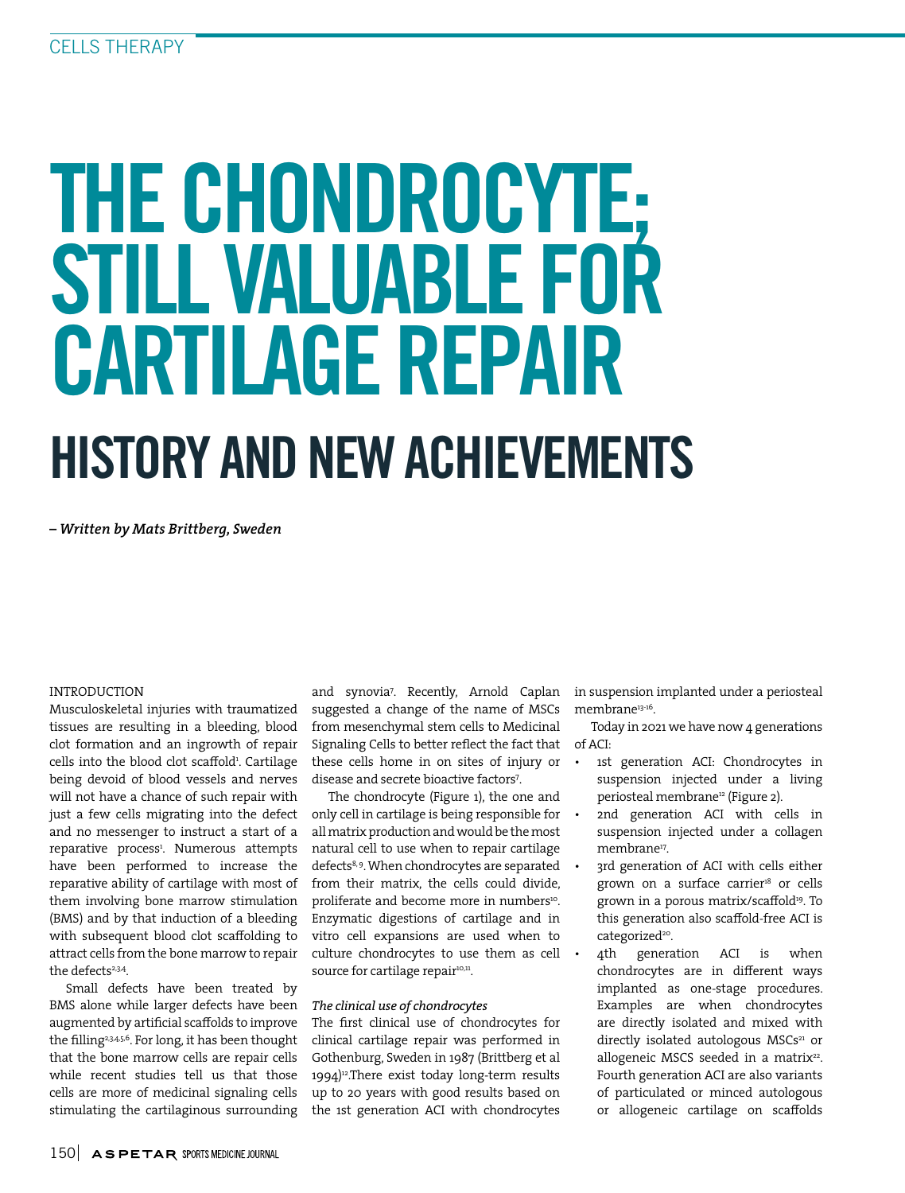CELLS THERAPY

# THE CHONDROCYTE; STILL VALUABLE FOR CARTILAGE REPAIR

## HISTORY AND NEW ACHIEVEMENTS

*– Written by Mats Brittberg, Sweden*

### INTRODUCTION

Musculoskeletal injuries with traumatized tissues are resulting in a bleeding, blood clot formation and an ingrowth of repair cells into the blood clot scaffold[1]. Cartilage being devoid of blood vessels and nerves will not have a chance of such repair with just a few cells migrating into the defect and no messenger to instruct a start of a reparative process[1]. Numerous attempts have been performed to increase the reparative ability of cartilage with most of them involving bone marrow stimulation (BMS) and by that induction of a bleeding with subsequent blood clot scaffolding to attract cells from the bone marrow to repair the defects[2,3,4].

Small defects have been treated by BMS alone while larger defects have been augmented by artificial scaffolds to improve the filling[2,3,4,5,6]. For long, it has been thought that the bone marrow cells are repair cells while recent studies tell us that those cells are more of medicinal signaling cells stimulating the cartilaginous surrounding and synovia[7]. Recently, Arnold Caplan suggested a change of the name of MSCs from mesenchymal stem cells to Medicinal Signaling Cells to better reflect the fact that these cells home in on sites of injury or disease and secrete bioactive factors[7].

The chondrocyte (Figure 1), the one and only cell in cartilage is being responsible for all matrix production and would be the most natural cell to use when to repair cartilage defects[8,9]. When chondrocytes are separated from their matrix, the cells could divide, proliferate and become more in numbers[10]. Enzymatic digestions of cartilage and in vitro cell expansions are used when to culture chondrocytes to use them as cell source for cartilage repair[10,11].

*The clinical use of chondrocytes*

The first clinical use of chondrocytes for clinical cartilage repair was performed in Gothenburg, Sweden in 1987 (Brittberg et al 1994)[12].There exist today long-term results up to 20 years with good results based on the 1st generation ACI with chondrocytes in suspension implanted under a periosteal membrane[13-16].

Today in 2021 we have now 4 generations of ACI:

- 1st generation ACI: Chondrocytes in suspension injected under a living periosteal membrane[12] (Figure 2).
- 2nd generation ACI with cells in suspension injected under a collagen membrane[17].
- 3rd generation of ACI with cells either grown on a surface carrier[18] or cells grown in a porous matrix/scaffold[19]. To this generation also scaffold-free ACI is categorized[20].
- 4th generation ACI is when chondrocytes are in different ways implanted as one-stage procedures. Examples are when chondrocytes are directly isolated and mixed with directly isolated autologous MSCs[21] or allogeneic MSCS seeded in a matrix[22]. Fourth generation ACI are also variants of particulated or minced autologous or allogeneic cartilage on scaffolds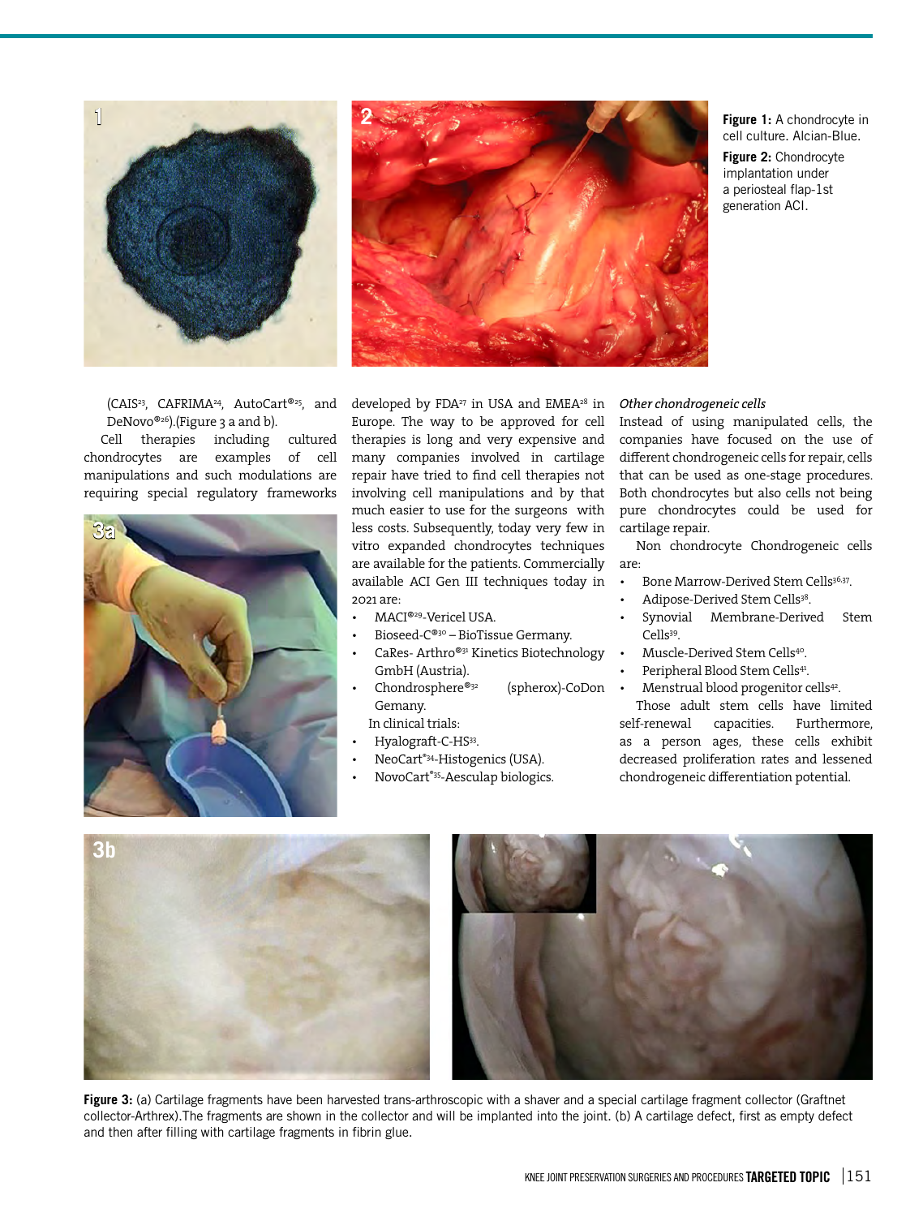**Figure 1:** A chondrocyte in cell culture. Alcian-Blue.

**Figure 2:** Chondrocyte implantation under a periosteal flap-1st generation ACI.

(CAIS[23], CAFRIMA[24], AutoCart®[25], and DeNovo®[26]).(Figure 3 a and b).

Cell therapies including cultured chondrocytes are examples of cell manipulations and such modulations are requiring special regulatory frameworks developed by FDA[27] in USA and EMEA[28] in Europe. The way to be approved for cell therapies is long and very expensive and many companies involved in cartilage repair have tried to find cell therapies not involving cell manipulations and by that much easier to use for the surgeons with less costs. Subsequently, today very few in vitro expanded chondrocytes techniques are available for the patients. Commercially available ACI Gen III techniques today in 2021 are:

- MACI®[29]-Vericel USA.
- Bioseed-C®[30] – BioTissue Germany.
- CaRes- Arthro®[31] Kinetics Biotechnology GmbH (Austria).
- Chondrosphere®[32] (spherox)-CoDon Gemany.

In clinical trials:

- Hyalograft-C-HS[33].
- NeoCart®[34]-Histogenics (USA).
- NovoCart®[35]-Aesculap biologics.

*Other chondrogeneic cells*

Instead of using manipulated cells, the companies have focused on the use of different chondrogeneic cells for repair, cells that can be used as one-stage procedures. Both chondrocytes but also cells not being pure chondrocytes could be used for cartilage repair.

Non chondrocyte Chondrogeneic cells are:

- Bone Marrow-Derived Stem Cells[36,37].
- Adipose-Derived Stem Cells[38].
- Synovial Membrane-Derived Stem Cells[39].
- Muscle-Derived Stem Cells[40].
- Peripheral Blood Stem Cells[41].
- Menstrual blood progenitor cells[42].

Those adult stem cells have limited self-renewal capacities. Furthermore, as a person ages, these cells exhibit decreased proliferation rates and lessened chondrogeneic differentiation potential.

**Figure 3:** (a) Cartilage fragments have been harvested trans-arthroscopic with a shaver and a special cartilage fragment collector (Graftnet collector-Arthrex).The fragments are shown in the collector and will be implanted into the joint. (b) A cartilage defect, first as empty defect and then after filling with cartilage fragments in fibrin glue.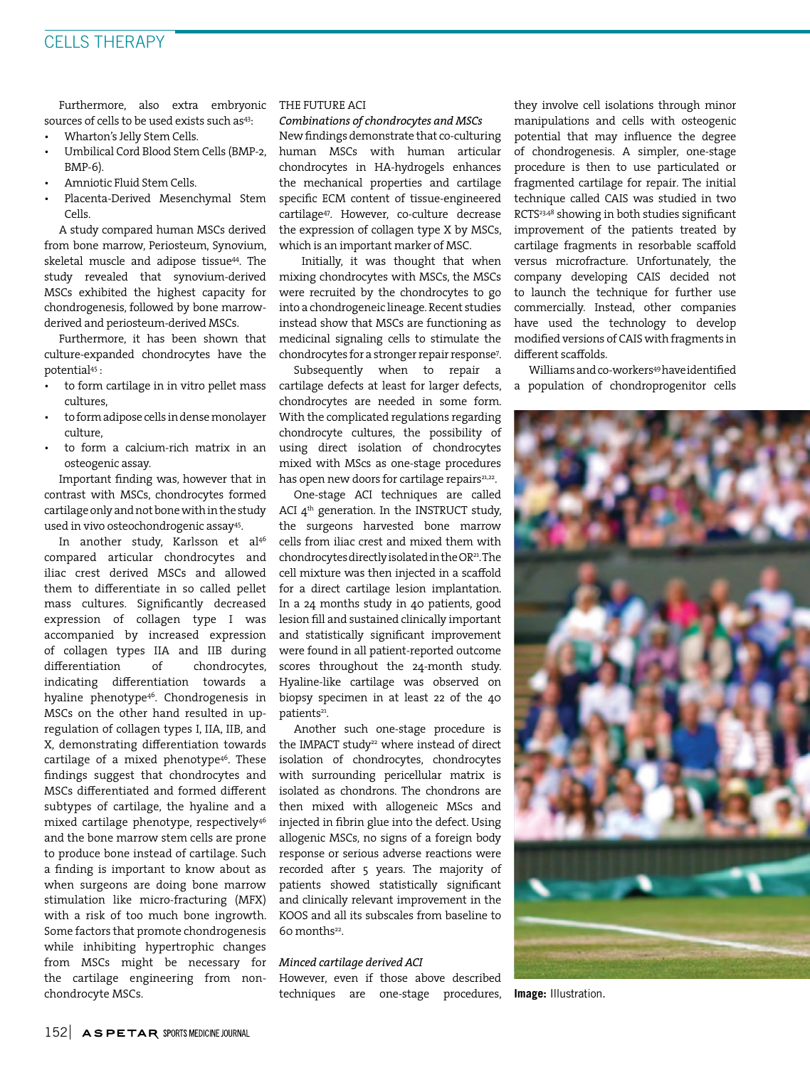Furthermore, also extra embryonic sources of cells to be used exists such as[43]:

- Wharton's Jelly Stem Cells.
- Umbilical Cord Blood Stem Cells (BMP-2, BMP-6).
- Amniotic Fluid Stem Cells.
- Placenta-Derived Mesenchymal Stem Cells.

A study compared human MSCs derived from bone marrow, Periosteum, Synovium, skeletal muscle and adipose tissue[44]. The study revealed that synovium-derived MSCs exhibited the highest capacity for chondrogenesis, followed by bone marrow-derived and periosteum-derived MSCs.

Furthermore, it has been shown that culture-expanded chondrocytes have the potential[45]:

- to form cartilage in in vitro pellet mass cultures,
- to form adipose cells in dense monolayer culture,
- to form a calcium-rich matrix in an osteogenic assay.

Important finding was, however that in contrast with MSCs, chondrocytes formed cartilage only and not bone with in the study used in vivo osteochondrogenic assay[45].

In another study, Karlsson et al[46] compared articular chondrocytes and iliac crest derived MSCs and allowed them to differentiate in so called pellet mass cultures. Significantly decreased expression of collagen type I was accompanied by increased expression of collagen types IIA and IIB during differentiation of chondrocytes, indicating differentiation towards a hyaline phenotype[46]. Chondrogenesis in MSCs on the other hand resulted in up-regulation of collagen types I, IIA, IIB, and X, demonstrating differentiation towards cartilage of a mixed phenotype[46]. These findings suggest that chondrocytes and MSCs differentiated and formed different subtypes of cartilage, the hyaline and a mixed cartilage phenotype, respectively[46] and the bone marrow stem cells are prone to produce bone instead of cartilage. Such a finding is important to know about as when surgeons are doing bone marrow stimulation like micro-fracturing (MFX) with a risk of too much bone ingrowth. Some factors that promote chondrogenesis while inhibiting hypertrophic changes from MSCs might be necessary for the cartilage engineering from non-chondrocyte MSCs.

## THE FUTURE ACI

### *Combinations of chondrocytes and MSCs*

New findings demonstrate that co-culturing human MSCs with human articular chondrocytes in HA-hydrogels enhances the mechanical properties and cartilage specific ECM content of tissue-engineered cartilage[47]. However, co-culture decrease the expression of collagen type X by MSCs, which is an important marker of MSC.

Initially, it was thought that when mixing chondrocytes with MSCs, the MSCs were recruited by the chondrocytes to go into a chondrogeneic lineage. Recent studies instead show that MSCs are functioning as medicinal signaling cells to stimulate the chondrocytes for a stronger repair response[7].

Subsequently when to repair a cartilage defects at least for larger defects, chondrocytes are needed in some form. With the complicated regulations regarding chondrocyte cultures, the possibility of using direct isolation of chondrocytes mixed with MSCs as one-stage procedures has open new doors for cartilage repairs[21,22].

One-stage ACI techniques are called ACI 4th generation. In the INSTRUCT study, the surgeons harvested bone marrow cells from iliac crest and mixed them with chondrocytes directly isolated in the OR[21]. The cell mixture was then injected in a scaffold for a direct cartilage lesion implantation. In a 24 months study in 40 patients, good lesion fill and sustained clinically important and statistically significant improvement were found in all patient-reported outcome scores throughout the 24-month study. Hyaline-like cartilage was observed on biopsy specimen in at least 22 of the 40 patients[21].

Another such one-stage procedure is the IMPACT study[22] where instead of direct isolation of chondrocytes, chondrocytes with surrounding pericellular matrix is isolated as chondrons. The chondrons are then mixed with allogeneic MSCs and injected in fibrin glue into the defect. Using allogenic MSCs, no signs of a foreign body response or serious adverse reactions were recorded after 5 years. The majority of patients showed statistically significant and clinically relevant improvement in the KOOS and all its subscales from baseline to 60 months[22].

### *Minced cartilage derived ACI*

However, even if those above described techniques are one-stage procedures, they involve cell isolations through minor manipulations and cells with osteogenic potential that may influence the degree of chondrogenesis. A simpler, one-stage procedure is then to use particulated or fragmented cartilage for repair. The initial technique called CAIS was studied in two RCTS[23,48] showing in both studies significant improvement of the patients treated by cartilage fragments in resorbable scaffold versus microfracture. Unfortunately, the company developing CAIS decided not to launch the technique for further use commercially. Instead, other companies have used the technology to develop modified versions of CAIS with fragments in different scaffolds.

Williams and co-workers[49] have identified a population of chondroprogenitor cells

**Image:** Illustration.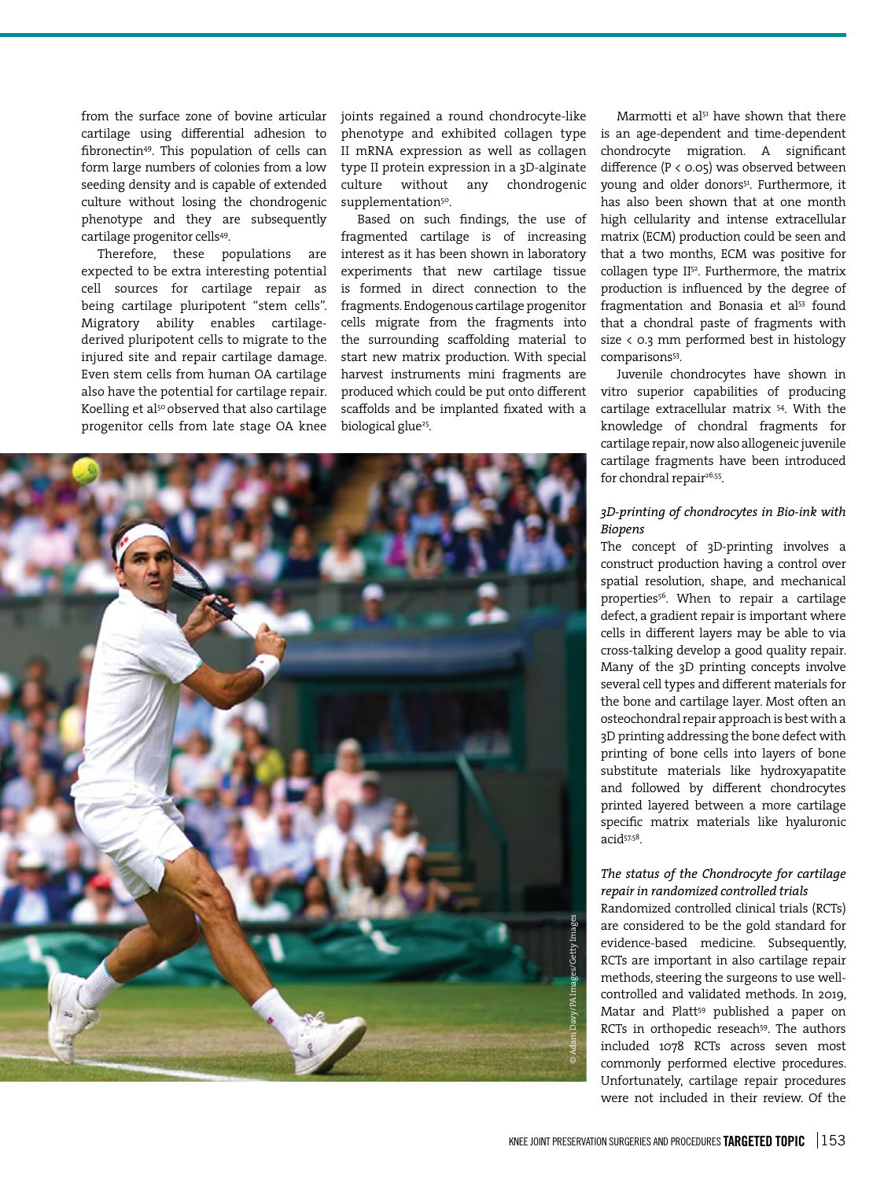from the surface zone of bovine articular cartilage using differential adhesion to fibronectin[49]. This population of cells can form large numbers of colonies from a low seeding density and is capable of extended culture without losing the chondrogenic phenotype and they are subsequently cartilage progenitor cells[49].

Therefore, these populations are expected to be extra interesting potential cell sources for cartilage repair as being cartilage pluripotent "stem cells". Migratory ability enables cartilage-derived pluripotent cells to migrate to the injured site and repair cartilage damage. Even stem cells from human OA cartilage also have the potential for cartilage repair. Koelling et al[50] observed that also cartilage progenitor cells from late stage OA knee joints regained a round chondrocyte-like phenotype and exhibited collagen type II mRNA expression as well as collagen type II protein expression in a 3D-alginate culture without any chondrogenic supplementation[50].

Based on such findings, the use of fragmented cartilage is of increasing interest as it has been shown in laboratory experiments that new cartilage tissue is formed in direct connection to the fragments. Endogenous cartilage progenitor cells migrate from the fragments into the surrounding scaffolding material to start new matrix production. With special harvest instruments mini fragments are produced which could be put onto different scaffolds and be implanted fixated with a biological glue[25].

© Adam Davy/PA Images/Getty Images

Marmotti et al[51] have shown that there is an age-dependent and time-dependent chondrocyte migration. A significant difference ($P < 0.05$) was observed between young and older donors[51]. Furthermore, it has also been shown that at one month high cellularity and intense extracellular matrix (ECM) production could be seen and that a two months, ECM was positive for collagen type II[52]. Furthermore, the matrix production is influenced by the degree of fragmentation and Bonasia et al[53] found that a chondral paste of fragments with size < 0.3 mm performed best in histology comparisons[53].

Juvenile chondrocytes have shown in vitro superior capabilities of producing cartilage extracellular matrix [54]. With the knowledge of chondral fragments for cartilage repair, now also allogeneic juvenile cartilage fragments have been introduced for chondral repair[26,55].

### *3D-printing of chondrocytes in Bio-ink with Biopens*

The concept of 3D-printing involves a construct production having a control over spatial resolution, shape, and mechanical properties[56]. When to repair a cartilage defect, a gradient repair is important where cells in different layers may be able to via cross-talking develop a good quality repair. Many of the 3D printing concepts involve several cell types and different materials for the bone and cartilage layer. Most often an osteochondral repair approach is best with a 3D printing addressing the bone defect with printing of bone cells into layers of bone substitute materials like hydroxyapatite and followed by different chondrocytes printed layered between a more cartilage specific matrix materials like hyaluronic acid[57,58].

### *The status of the Chondrocyte for cartilage repair in randomized controlled trials*

Randomized controlled clinical trials (RCTs) are considered to be the gold standard for evidence-based medicine. Subsequently, RCTs are important in also cartilage repair methods, steering the surgeons to use well-controlled and validated methods. In 2019, Matar and Platt[59] published a paper on RCTs in orthopedic reseach[59]. The authors included 1078 RCTs across seven most commonly performed elective procedures. Unfortunately, cartilage repair procedures were not included in their review. Of the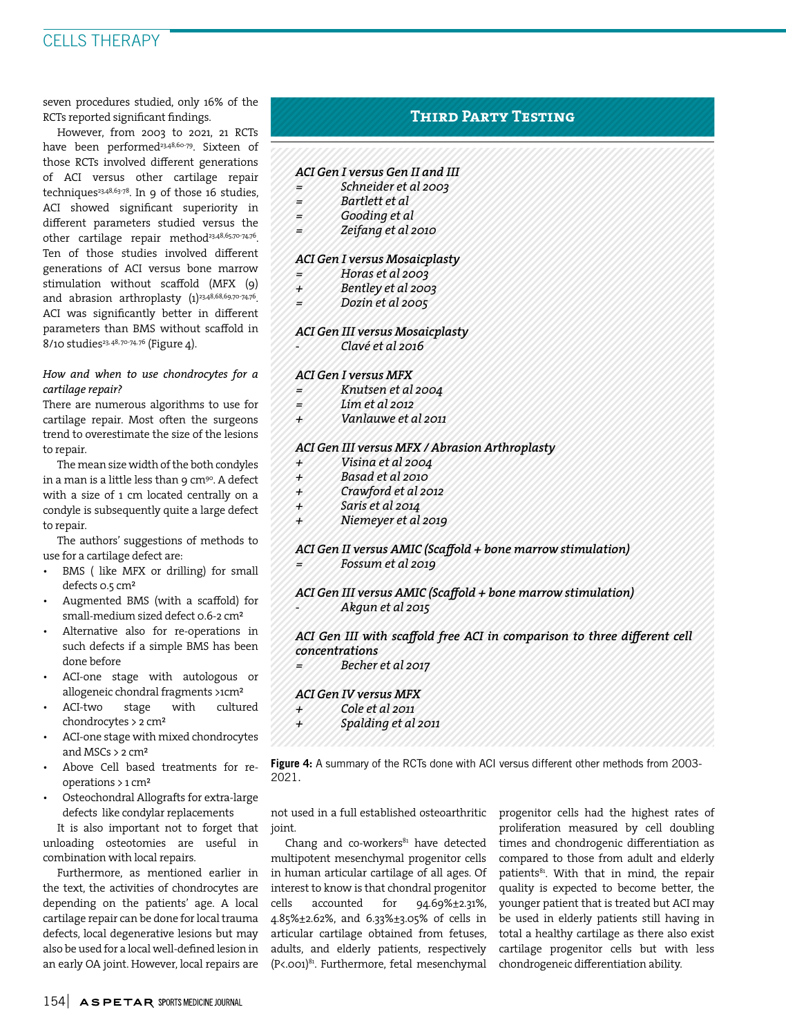seven procedures studied, only 16% of the RCTs reported significant findings.

However, from 2003 to 2021, 21 RCTs have been performed[23,48,60-79]. Sixteen of those RCTs involved different generations of ACI versus other cartilage repair techniques[23,48,63-78]. In 9 of those 16 studies, ACI showed significant superiority in different parameters studied versus the other cartilage repair method[23,48,65,70-74,76]. Ten of those studies involved different generations of ACI versus bone marrow stimulation without scaffold (MFX (9) and abrasion arthroplasty (1)[23,48,68,69,70-74,76]. ACI was significantly better in different parameters than BMS without scaffold in 8/10 studies[23,48,70-74,76] (Figure 4).

*How and when to use chondrocytes for a cartilage repair?*

There are numerous algorithms to use for cartilage repair. Most often the surgeons trend to overestimate the size of the lesions to repair.

The mean size width of the both condyles in a man is a little less than 9 cm[90]. A defect with a size of 1 cm located centrally on a condyle is subsequently quite a large defect to repair.

The authors' suggestions of methods to use for a cartilage defect are:

- BMS ( like MFX or drilling) for small defects 0.5 cm²
- Augmented BMS (with a scaffold) for small-medium sized defect 0.6-2 cm²
- Alternative also for re-operations in such defects if a simple BMS has been done before
- ACI-one stage with autologous or allogeneic chondral fragments >1cm²
- ACI-two stage with cultured chondrocytes > 2 cm²
- ACI-one stage with mixed chondrocytes and MSCs > 2 cm²
- Above Cell based treatments for re-operations > 1 cm²
- Osteochondral Allografts for extra-large defects like condylar replacements

It is also important not to forget that unloading osteotomies are useful in combination with local repairs.

Furthermore, as mentioned earlier in the text, the activities of chondrocytes are depending on the patients' age. A local cartilage repair can be done for local trauma defects, local degenerative lesions but may also be used for a local well-defined lesion in an early OA joint. However, local repairs are not used in a full established osteoarthritic joint.

Chang and co-workers[81] have detected multipotent mesenchymal progenitor cells in human articular cartilage of all ages. Of interest to know is that chondral progenitor cells accounted for 94.69%±2.31%, 4.85%±2.62%, and 6.33%±3.05% of cells in articular cartilage obtained from fetuses, adults, and elderly patients, respectively (P<.001)[81]. Furthermore, fetal mesenchymal progenitor cells had the highest rates of proliferation measured by cell doubling times and chondrogenic differentiation as compared to those from adult and elderly patients[81]. With that in mind, the repair quality is expected to become better, the younger patient that is treated but ACI may be used in elderly patients still having in total a healthy cartilage as there also exist cartilage progenitor cells but with less chondrogeneic differentiation ability.

## Third Party Testing

***ACI Gen I versus Gen II and III***
- = *Schneider et al 2003*
- = *Bartlett et al*
- = *Gooding et al*
- = *Zeifang et al 2010*

***ACI Gen I versus Mosaicplasty***
- = *Horas et al 2003*
- + *Bentley et al 2003*
- = *Dozin et al 2005*

***ACI Gen III versus Mosaicplasty***
- \- *Clavé et al 2016*

***ACI Gen I versus MFX***
- = *Knutsen et al 2004*
- = *Lim et al 2012*
- + *Vanlauwe et al 2011*

***ACI Gen III versus MFX / Abrasion Arthroplasty***
- + *Visina et al 2004*
- + *Basad et al 2010*
- + *Crawford et al 2012*
- + *Saris et al 2014*
- + *Niemeyer et al 2019*

***ACI Gen II versus AMIC (Scaffold + bone marrow stimulation)***
- = *Fossum et al 2019*

***ACI Gen III versus AMIC (Scaffold + bone marrow stimulation)***
- \- *Akgun et al 2015*

***ACI Gen III with scaffold free ACI in comparison to three different cell concentrations***
- = *Becher et al 2017*

***ACI Gen IV versus MFX***
- + *Cole et al 2011*
- + *Spalding et al 2011*

**Figure 4:** A summary of the RCTs done with ACI versus different other methods from 2003-2021.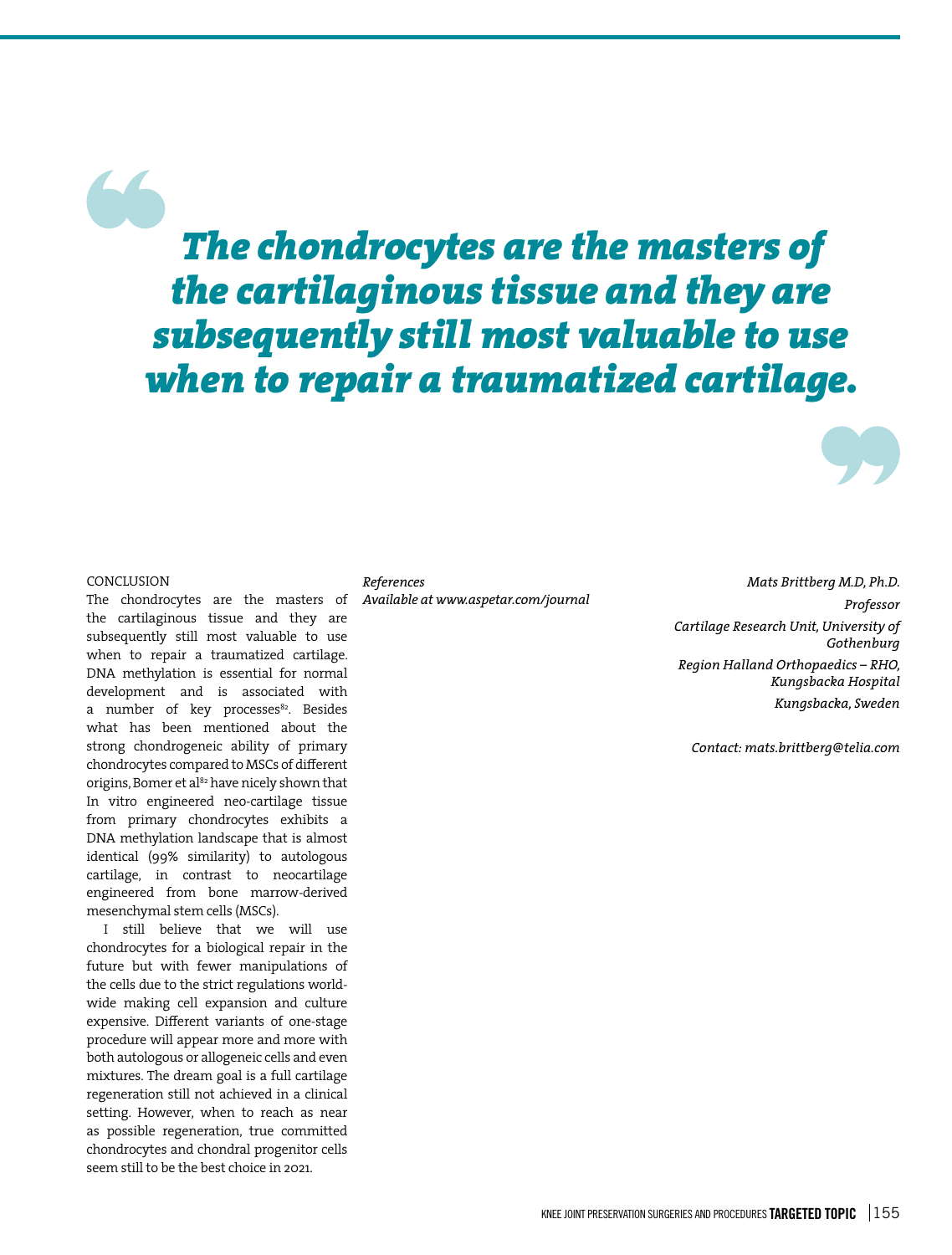> ***The chondrocytes are the masters of the cartilaginous tissue and they are subsequently still most valuable to use when to repair a traumatized cartilage.***

## CONCLUSION

The chondrocytes are the masters of the cartilaginous tissue and they are subsequently still most valuable to use when to repair a traumatized cartilage. DNA methylation is essential for normal development and is associated with a number of key processes[82]. Besides what has been mentioned about the strong chondrogeneic ability of primary chondrocytes compared to MSCs of different origins, Bomer et al[82] have nicely shown that In vitro engineered neo-cartilage tissue from primary chondrocytes exhibits a DNA methylation landscape that is almost identical (99% similarity) to autologous cartilage, in contrast to neocartilage engineered from bone marrow-derived mesenchymal stem cells (MSCs).

I still believe that we will use chondrocytes for a biological repair in the future but with fewer manipulations of the cells due to the strict regulations world-wide making cell expansion and culture expensive. Different variants of one-stage procedure will appear more and more with both autologous or allogeneic cells and even mixtures. The dream goal is a full cartilage regeneration still not achieved in a clinical setting. However, when to reach as near as possible regeneration, true committed chondrocytes and chondral progenitor cells seem still to be the best choice in 2021.

*References*
*Available at www.aspetar.com/journal*

*Mats Brittberg M.D, Ph.D.*

*Professor*

*Cartilage Research Unit, University of Gothenburg*

*Region Halland Orthopaedics – RHO, Kungsbacka Hospital*

*Kungsbacka, Sweden*

*Contact: mats.brittberg@telia.com*